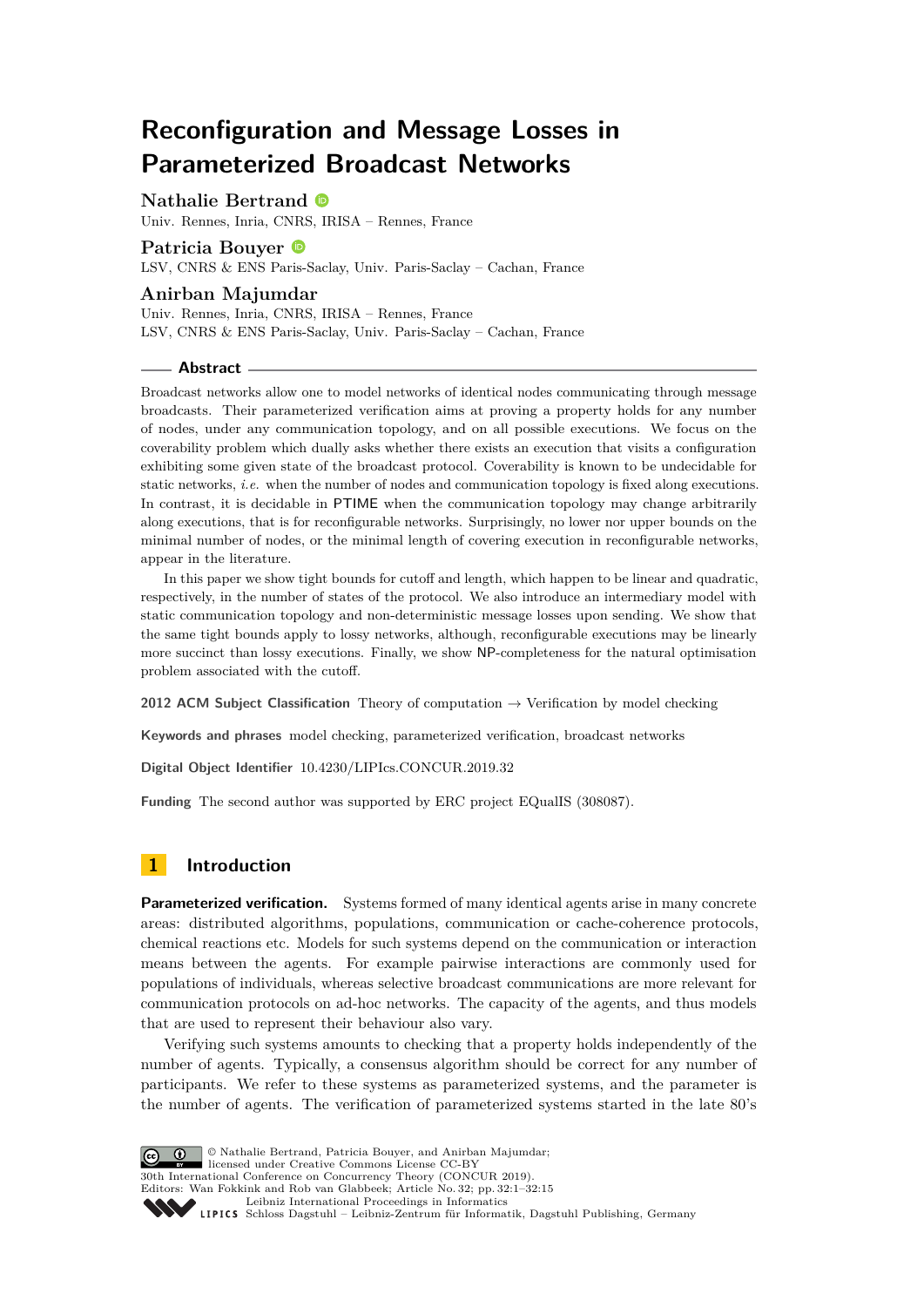# Reconfiguration and Message Losses in Parameterized Broadcast Networks

**Nathalie Bertrand**
Univ. Rennes, Inria, CNRS, IRISA – Rennes, France

**Patricia Bouyer**
LSV, CNRS & ENS Paris-Saclay, Univ. Paris-Saclay – Cachan, France

**Anirban Majumdar**
Univ. Rennes, Inria, CNRS, IRISA – Rennes, France
LSV, CNRS & ENS Paris-Saclay, Univ. Paris-Saclay – Cachan, France

## Abstract

Broadcast networks allow one to model networks of identical nodes communicating through message broadcasts. Their parameterized verification aims at proving a property holds for any number of nodes, under any communication topology, and on all possible executions. We focus on the coverability problem which dually asks whether there exists an execution that visits a configuration exhibiting some given state of the broadcast protocol. Coverability is known to be undecidable for static networks, *i.e.* when the number of nodes and communication topology is fixed along executions. In contrast, it is decidable in PTIME when the communication topology may change arbitrarily along executions, that is for reconfigurable networks. Surprisingly, no lower nor upper bounds on the minimal number of nodes, or the minimal length of covering execution in reconfigurable networks, appear in the literature.

In this paper we show tight bounds for cutoff and length, which happen to be linear and quadratic, respectively, in the number of states of the protocol. We also introduce an intermediary model with static communication topology and non-deterministic message losses upon sending. We show that the same tight bounds apply to lossy networks, although, reconfigurable executions may be linearly more succinct than lossy executions. Finally, we show NP-completeness for the natural optimisation problem associated with the cutoff.

**2012 ACM Subject Classification** Theory of computation → Verification by model checking

**Keywords and phrases** model checking, parameterized verification, broadcast networks

**Digital Object Identifier** 10.4230/LIPIcs.CONCUR.2019.32

**Funding** The second author was supported by ERC project EQualIS (308087).

## 1 Introduction

**Parameterized verification.** Systems formed of many identical agents arise in many concrete areas: distributed algorithms, populations, communication or cache-coherence protocols, chemical reactions etc. Models for such systems depend on the communication or interaction means between the agents. For example pairwise interactions are commonly used for populations of individuals, whereas selective broadcast communications are more relevant for communication protocols on ad-hoc networks. The capacity of the agents, and thus models that are used to represent their behaviour also vary.

Verifying such systems amounts to checking that a property holds independently of the number of agents. Typically, a consensus algorithm should be correct for any number of participants. We refer to these systems as parameterized systems, and the parameter is the number of agents. The verification of parameterized systems started in the late 80's

© Nathalie Bertrand, Patricia Bouyer, and Anirban Majumdar; licensed under Creative Commons License CC-BY
30th International Conference on Concurrency Theory (CONCUR 2019).
Editors: Wan Fokkink and Rob van Glabbeek; Article No. 32; pp. 32:1–32:15
Leibniz International Proceedings in Informatics
Schloss Dagstuhl – Leibniz-Zentrum für Informatik, Dagstuhl Publishing, Germany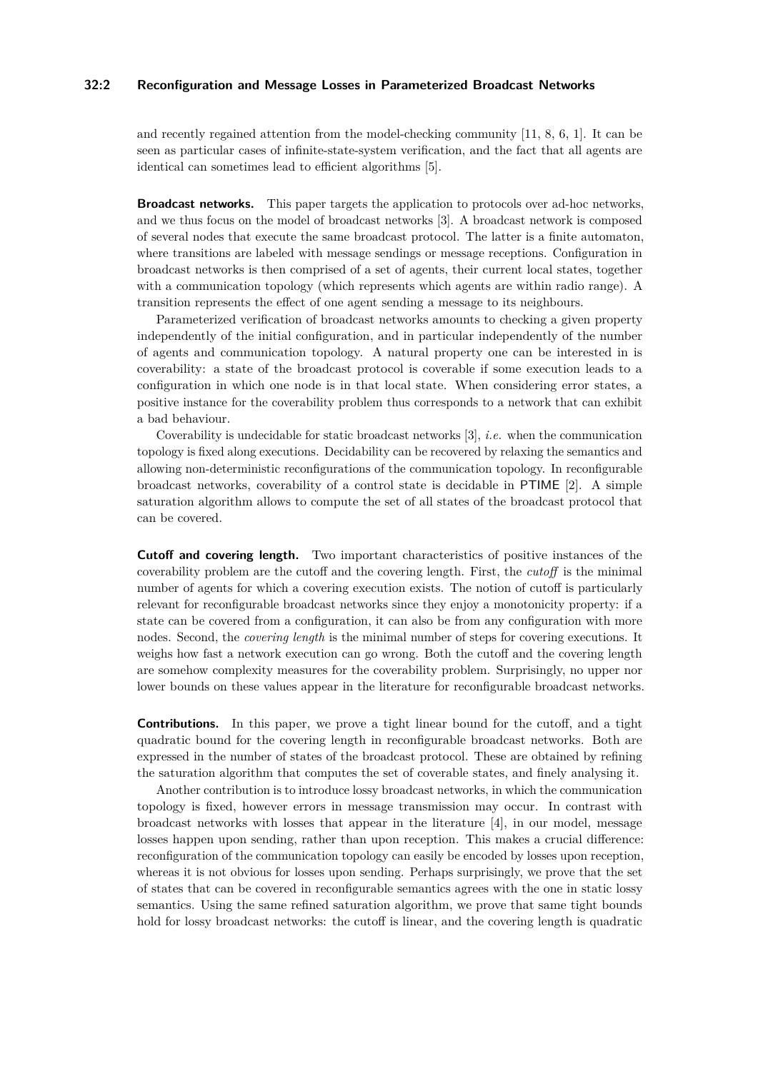and recently regained attention from the model-checking community [11, 8, 6, 1]. It can be seen as particular cases of infinite-state-system verification, and the fact that all agents are identical can sometimes lead to efficient algorithms [5].

**Broadcast networks.** This paper targets the application to protocols over ad-hoc networks, and we thus focus on the model of broadcast networks [3]. A broadcast network is composed of several nodes that execute the same broadcast protocol. The latter is a finite automaton, where transitions are labeled with message sendings or message receptions. Configuration in broadcast networks is then comprised of a set of agents, their current local states, together with a communication topology (which represents which agents are within radio range). A transition represents the effect of one agent sending a message to its neighbours.

Parameterized verification of broadcast networks amounts to checking a given property independently of the initial configuration, and in particular independently of the number of agents and communication topology. A natural property one can be interested in is coverability: a state of the broadcast protocol is coverable if some execution leads to a configuration in which one node is in that local state. When considering error states, a positive instance for the coverability problem thus corresponds to a network that can exhibit a bad behaviour.

Coverability is undecidable for static broadcast networks [3], *i.e.* when the communication topology is fixed along executions. Decidability can be recovered by relaxing the semantics and allowing non-deterministic reconfigurations of the communication topology. In reconfigurable broadcast networks, coverability of a control state is decidable in PTIME [2]. A simple saturation algorithm allows to compute the set of all states of the broadcast protocol that can be covered.

**Cutoff and covering length.** Two important characteristics of positive instances of the coverability problem are the cutoff and the covering length. First, the *cutoff* is the minimal number of agents for which a covering execution exists. The notion of cutoff is particularly relevant for reconfigurable broadcast networks since they enjoy a monotonicity property: if a state can be covered from a configuration, it can also be from any configuration with more nodes. Second, the *covering length* is the minimal number of steps for covering executions. It weighs how fast a network execution can go wrong. Both the cutoff and the covering length are somehow complexity measures for the coverability problem. Surprisingly, no upper nor lower bounds on these values appear in the literature for reconfigurable broadcast networks.

**Contributions.** In this paper, we prove a tight linear bound for the cutoff, and a tight quadratic bound for the covering length in reconfigurable broadcast networks. Both are expressed in the number of states of the broadcast protocol. These are obtained by refining the saturation algorithm that computes the set of coverable states, and finely analysing it.

Another contribution is to introduce lossy broadcast networks, in which the communication topology is fixed, however errors in message transmission may occur. In contrast with broadcast networks with losses that appear in the literature [4], in our model, message losses happen upon sending, rather than upon reception. This makes a crucial difference: reconfiguration of the communication topology can easily be encoded by losses upon reception, whereas it is not obvious for losses upon sending. Perhaps surprisingly, we prove that the set of states that can be covered in reconfigurable semantics agrees with the one in static lossy semantics. Using the same refined saturation algorithm, we prove that same tight bounds hold for lossy broadcast networks: the cutoff is linear, and the covering length is quadratic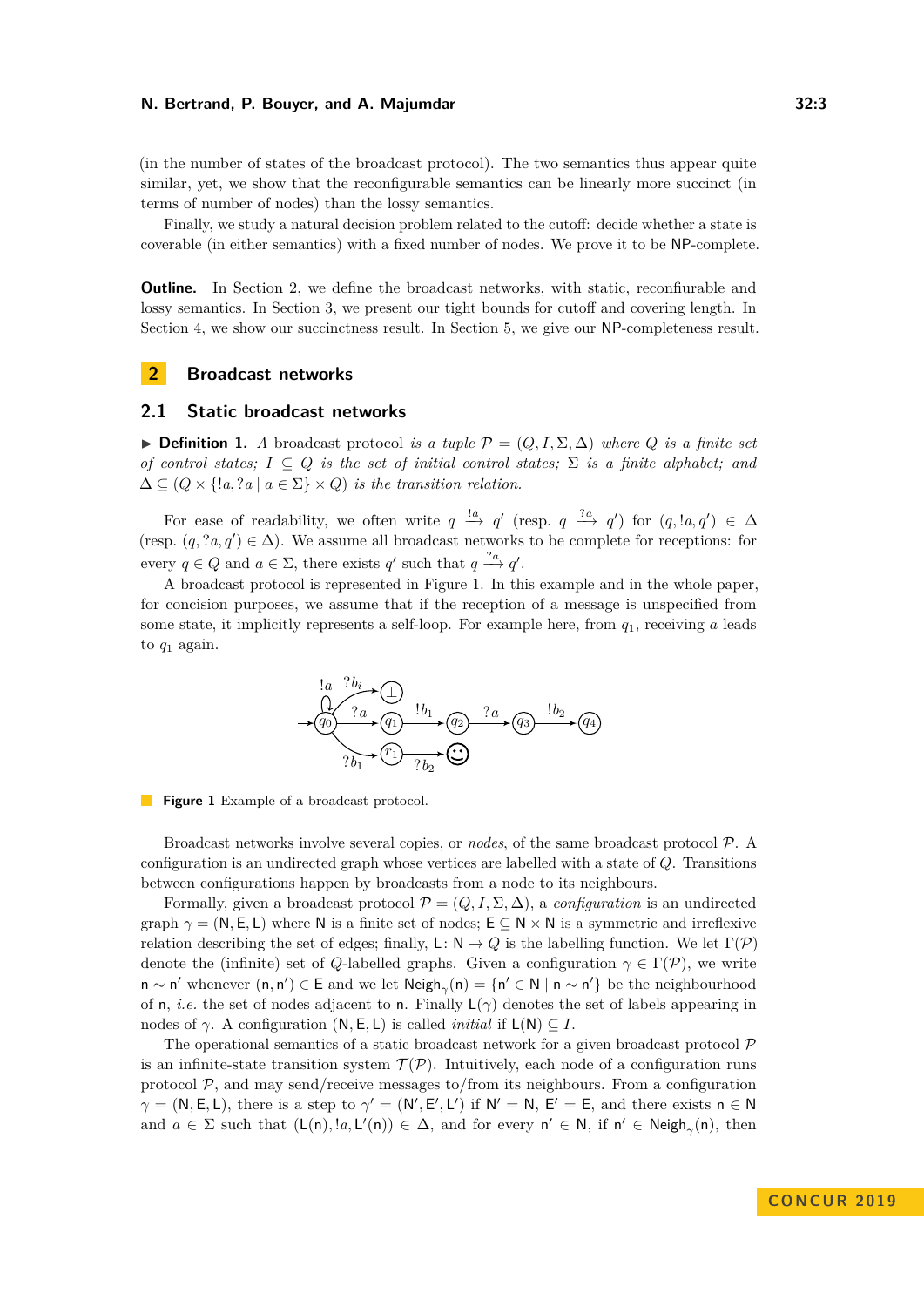(in the number of states of the broadcast protocol). The two semantics thus appear quite similar, yet, we show that the reconfigurable semantics can be linearly more succinct (in terms of number of nodes) than the lossy semantics.

Finally, we study a natural decision problem related to the cutoff: decide whether a state is coverable (in either semantics) with a fixed number of nodes. We prove it to be NP-complete.

**Outline.** In Section 2, we define the broadcast networks, with static, reconfiurable and lossy semantics. In Section 3, we present our tight bounds for cutoff and covering length. In Section 4, we show our succinctness result. In Section 5, we give our NP-completeness result.

## 2 Broadcast networks

### 2.1 Static broadcast networks

▶ **Definition 1.** *A* broadcast protocol *is a tuple* $\mathcal{P} = (Q, I, \Sigma, \Delta)$ *where* $Q$ *is a finite set of control states;* $I \subseteq Q$ *is the set of initial control states;* $\Sigma$ *is a finite alphabet; and* $\Delta \subseteq (Q \times \{!a, ?a \mid a \in \Sigma\} \times Q)$ *is the transition relation.*

For ease of readability, we often write $q \xrightarrow{!a} q'$ (resp. $q \xrightarrow{?a} q'$) for $(q, !a, q') \in \Delta$ (resp. $(q, ?a, q') \in \Delta$). We assume all broadcast networks to be complete for receptions: for every $q \in Q$ and $a \in \Sigma$, there exists $q'$ such that $q \xrightarrow{?a} q'$.

A broadcast protocol is represented in Figure 1. In this example and in the whole paper, for concision purposes, we assume that if the reception of a message is unspecified from some state, it implicitly represents a self-loop. For example here, from $q_1$, receiving $a$ leads to $q_1$ again.

**Figure 1** Example of a broadcast protocol.

Broadcast networks involve several copies, or *nodes*, of the same broadcast protocol $\mathcal{P}$. A configuration is an undirected graph whose vertices are labelled with a state of $Q$. Transitions between configurations happen by broadcasts from a node to its neighbours.

Formally, given a broadcast protocol $\mathcal{P} = (Q, I, \Sigma, \Delta)$, a *configuration* is an undirected graph $\gamma = (\mathsf{N}, \mathsf{E}, \mathsf{L})$ where $\mathsf{N}$ is a finite set of nodes; $\mathsf{E} \subseteq \mathsf{N} \times \mathsf{N}$ is a symmetric and irreflexive relation describing the set of edges; finally, $\mathsf{L} \colon \mathsf{N} \to Q$ is the labelling function. We let $\Gamma(\mathcal{P})$ denote the (infinite) set of $Q$-labelled graphs. Given a configuration $\gamma \in \Gamma(\mathcal{P})$, we write $\mathsf{n} \sim \mathsf{n}'$ whenever $(\mathsf{n}, \mathsf{n}') \in \mathsf{E}$ and we let $\mathsf{Neigh}_\gamma(\mathsf{n}) = \{\mathsf{n}' \in \mathsf{N} \mid \mathsf{n} \sim \mathsf{n}'\}$ be the neighbourhood of $\mathsf{n}$, *i.e.* the set of nodes adjacent to $\mathsf{n}$. Finally $\mathsf{L}(\gamma)$ denotes the set of labels appearing in nodes of $\gamma$. A configuration $(\mathsf{N}, \mathsf{E}, \mathsf{L})$ is called *initial* if $\mathsf{L}(\mathsf{N}) \subseteq I$.

The operational semantics of a static broadcast network for a given broadcast protocol $\mathcal{P}$ is an infinite-state transition system $\mathcal{T}(\mathcal{P})$. Intuitively, each node of a configuration runs protocol $\mathcal{P}$, and may send/receive messages to/from its neighbours. From a configuration $\gamma = (\mathsf{N}, \mathsf{E}, \mathsf{L})$, there is a step to $\gamma' = (\mathsf{N}', \mathsf{E}', \mathsf{L}')$ if $\mathsf{N}' = \mathsf{N}$, $\mathsf{E}' = \mathsf{E}$, and there exists $\mathsf{n} \in \mathsf{N}$ and $a \in \Sigma$ such that $(\mathsf{L}(\mathsf{n}), !a, \mathsf{L}'(\mathsf{n})) \in \Delta$, and for every $\mathsf{n}' \in \mathsf{N}$, if $\mathsf{n}' \in \mathsf{Neigh}_\gamma(\mathsf{n})$, then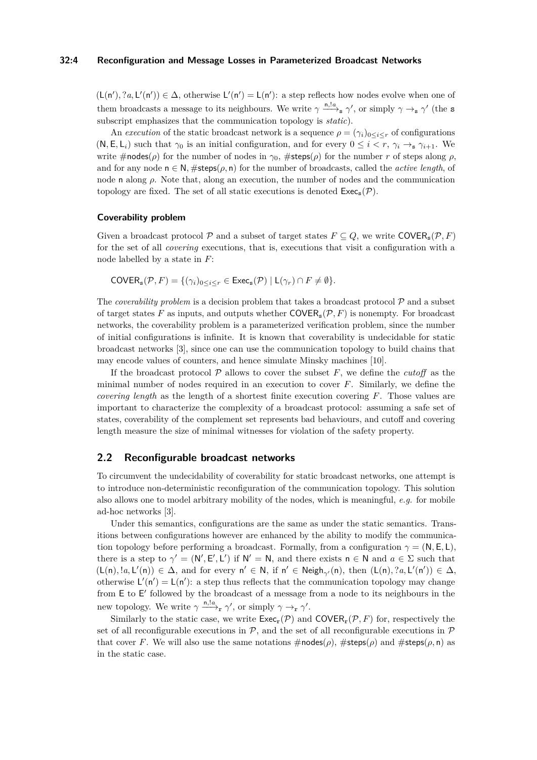$(\mathsf{L}(\mathsf{n}'), ?a, \mathsf{L}'(\mathsf{n}')) \in \Delta$, otherwise $\mathsf{L}'(\mathsf{n}') = \mathsf{L}(\mathsf{n}')$: a step reflects how nodes evolve when one of them broadcasts a message to its neighbours. We write $\gamma \xrightarrow{\mathsf{n},!a}_{\mathtt{s}} \gamma'$, or simply $\gamma \rightarrow_{\mathtt{s}} \gamma'$ (the $\mathtt{s}$ subscript emphasizes that the communication topology is *static*).

An *execution* of the static broadcast network is a sequence $\rho = (\gamma_i)_{0 \leq i \leq r}$ of configurations $(\mathsf{N}, \mathsf{E}, \mathsf{L}_i)$ such that $\gamma_0$ is an initial configuration, and for every $0 \leq i < r$, $\gamma_i \rightarrow_{\mathtt{s}} \gamma_{i+1}$. We write $\#\mathsf{nodes}(\rho)$ for the number of nodes in $\gamma_0$, $\#\mathsf{steps}(\rho)$ for the number $r$ of steps along $\rho$, and for any node $\mathsf{n} \in \mathsf{N}$, $\#\mathsf{steps}(\rho, \mathsf{n})$ for the number of broadcasts, called the *active length*, of node $\mathsf{n}$ along $\rho$. Note that, along an execution, the number of nodes and the communication topology are fixed. The set of all static executions is denoted $\mathsf{Exec}_{\mathtt{s}}(\mathcal{P})$.

### Coverability problem

Given a broadcast protocol $\mathcal{P}$ and a subset of target states $F \subseteq Q$, we write $\mathsf{COVER}_{\mathtt{s}}(\mathcal{P}, F)$ for the set of all *covering* executions, that is, executions that visit a configuration with a node labelled by a state in $F$:

$$\mathsf{COVER}_{\mathtt{s}}(\mathcal{P}, F) = \{(\gamma_i)_{0 \leq i \leq r} \in \mathsf{Exec}_{\mathtt{s}}(\mathcal{P}) \mid \mathsf{L}(\gamma_r) \cap F \neq \emptyset\}.$$

The *coverability problem* is a decision problem that takes a broadcast protocol $\mathcal{P}$ and a subset of target states $F$ as inputs, and outputs whether $\mathsf{COVER}_{\mathtt{s}}(\mathcal{P}, F)$ is nonempty. For broadcast networks, the coverability problem is a parameterized verification problem, since the number of initial configurations is infinite. It is known that coverability is undecidable for static broadcast networks [3], since one can use the communication topology to build chains that may encode values of counters, and hence simulate Minsky machines [10].

If the broadcast protocol $\mathcal{P}$ allows to cover the subset $F$, we define the *cutoff* as the minimal number of nodes required in an execution to cover $F$. Similarly, we define the *covering length* as the length of a shortest finite execution covering $F$. Those values are important to characterize the complexity of a broadcast protocol: assuming a safe set of states, coverability of the complement set represents bad behaviours, and cutoff and covering length measure the size of minimal witnesses for violation of the safety property.

## 2.2 Reconfigurable broadcast networks

To circumvent the undecidability of coverability for static broadcast networks, one attempt is to introduce non-deterministic reconfiguration of the communication topology. This solution also allows one to model arbitrary mobility of the nodes, which is meaningful, *e.g.* for mobile ad-hoc networks [3].

Under this semantics, configurations are the same as under the static semantics. Transitions between configurations however are enhanced by the ability to modify the communication topology before performing a broadcast. Formally, from a configuration $\gamma = (\mathsf{N}, \mathsf{E}, \mathsf{L})$, there is a step to $\gamma' = (\mathsf{N}', \mathsf{E}', \mathsf{L}')$ if $\mathsf{N}' = \mathsf{N}$, and there exists $\mathsf{n} \in \mathsf{N}$ and $a \in \Sigma$ such that $(\mathsf{L}(\mathsf{n}), !a, \mathsf{L}'(\mathsf{n})) \in \Delta$, and for every $\mathsf{n}' \in \mathsf{N}$, if $\mathsf{n}' \in \mathsf{Neigh}_{\gamma'}(\mathsf{n})$, then $(\mathsf{L}(\mathsf{n}), ?a, \mathsf{L}'(\mathsf{n}')) \in \Delta$, otherwise $\mathsf{L}'(\mathsf{n}') = \mathsf{L}(\mathsf{n}')$: a step thus reflects that the communication topology may change from $\mathsf{E}$ to $\mathsf{E}'$ followed by the broadcast of a message from a node to its neighbours in the new topology. We write $\gamma \xrightarrow{\mathsf{n},!a}_{\mathtt{r}} \gamma'$, or simply $\gamma \rightarrow_{\mathtt{r}} \gamma'$.

Similarly to the static case, we write $\mathsf{Exec}_{\mathtt{r}}(\mathcal{P})$ and $\mathsf{COVER}_{\mathtt{r}}(\mathcal{P}, F)$ for, respectively the set of all reconfigurable executions in $\mathcal{P}$, and the set of all reconfigurable executions in $\mathcal{P}$ that cover $F$. We will also use the same notations $\#\mathsf{nodes}(\rho)$, $\#\mathsf{steps}(\rho)$ and $\#\mathsf{steps}(\rho, \mathsf{n})$ as in the static case.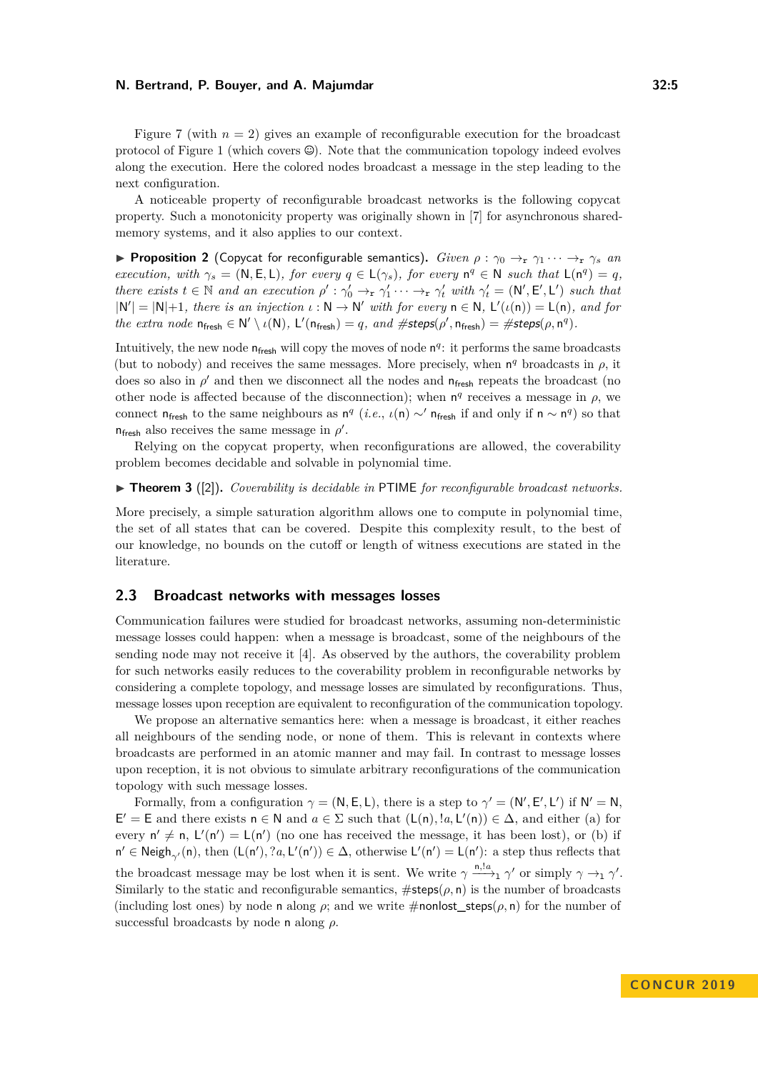Figure 7 (with $n = 2$) gives an example of reconfigurable execution for the broadcast protocol of Figure 1 (which covers ☺). Note that the communication topology indeed evolves along the execution. Here the colored nodes broadcast a message in the step leading to the next configuration.

A noticeable property of reconfigurable broadcast networks is the following copycat property. Such a monotonicity property was originally shown in [7] for asynchronous shared-memory systems, and it also applies to our context.

▶ **Proposition 2** (Copycat for reconfigurable semantics). *Given $\rho : \gamma_0 \to_{\mathsf{r}} \gamma_1 \cdots \to_{\mathsf{r}} \gamma_s$ an execution, with $\gamma_s = (\mathsf{N}, \mathsf{E}, \mathsf{L})$, for every $q \in \mathsf{L}(\gamma_s)$, for every $\mathsf{n}^q \in \mathsf{N}$ such that $\mathsf{L}(\mathsf{n}^q) = q$, there exists $t \in \mathbb{N}$ and an execution $\rho' : \gamma'_0 \to_{\mathsf{r}} \gamma'_1 \cdots \to_{\mathsf{r}} \gamma'_t$ with $\gamma'_t = (\mathsf{N}', \mathsf{E}', \mathsf{L}')$ such that $|\mathsf{N}'| = |\mathsf{N}|+1$, there is an injection $\iota : \mathsf{N} \to \mathsf{N}'$ with for every $\mathsf{n} \in \mathsf{N}$, $\mathsf{L}'(\iota(\mathsf{n})) = \mathsf{L}(\mathsf{n})$, and for the extra node $\mathsf{n}_{\mathsf{fresh}} \in \mathsf{N}' \setminus \iota(\mathsf{N})$, $\mathsf{L}'(\mathsf{n}_{\mathsf{fresh}}) = q$, and $\#\mathsf{steps}(\rho', \mathsf{n}_{\mathsf{fresh}}) = \#\mathsf{steps}(\rho, \mathsf{n}^q)$.*

Intuitively, the new node $\mathsf{n}_{\mathsf{fresh}}$ will copy the moves of node $\mathsf{n}^q$: it performs the same broadcasts (but to nobody) and receives the same messages. More precisely, when $\mathsf{n}^q$ broadcasts in $\rho$, it does so also in $\rho'$ and then we disconnect all the nodes and $\mathsf{n}_{\mathsf{fresh}}$ repeats the broadcast (no other node is affected because of the disconnection); when $\mathsf{n}^q$ receives a message in $\rho$, we connect $\mathsf{n}_{\mathsf{fresh}}$ to the same neighbours as $\mathsf{n}^q$ (*i.e.*, $\iota(\mathsf{n}) \sim' \mathsf{n}_{\mathsf{fresh}}$ if and only if $\mathsf{n} \sim \mathsf{n}^q$) so that $\mathsf{n}_{\mathsf{fresh}}$ also receives the same message in $\rho'$.

Relying on the copycat property, when reconfigurations are allowed, the coverability problem becomes decidable and solvable in polynomial time.

▶ **Theorem 3** ([2]). *Coverability is decidable in* PTIME *for reconfigurable broadcast networks.*

More precisely, a simple saturation algorithm allows one to compute in polynomial time, the set of all states that can be covered. Despite this complexity result, to the best of our knowledge, no bounds on the cutoff or length of witness executions are stated in the literature.

## 2.3 Broadcast networks with messages losses

Communication failures were studied for broadcast networks, assuming non-deterministic message losses could happen: when a message is broadcast, some of the neighbours of the sending node may not receive it [4]. As observed by the authors, the coverability problem for such networks easily reduces to the coverability problem in reconfigurable networks by considering a complete topology, and message losses are simulated by reconfigurations. Thus, message losses upon reception are equivalent to reconfiguration of the communication topology.

We propose an alternative semantics here: when a message is broadcast, it either reaches all neighbours of the sending node, or none of them. This is relevant in contexts where broadcasts are performed in an atomic manner and may fail. In contrast to message losses upon reception, it is not obvious to simulate arbitrary reconfigurations of the communication topology with such message losses.

Formally, from a configuration $\gamma = (\mathsf{N}, \mathsf{E}, \mathsf{L})$, there is a step to $\gamma' = (\mathsf{N}', \mathsf{E}', \mathsf{L}')$ if $\mathsf{N}' = \mathsf{N}$, $\mathsf{E}' = \mathsf{E}$ and there exists $\mathsf{n} \in \mathsf{N}$ and $a \in \Sigma$ such that $(\mathsf{L}(\mathsf{n}), !a, \mathsf{L}'(\mathsf{n})) \in \Delta$, and either (a) for every $\mathsf{n}' \neq \mathsf{n}$, $\mathsf{L}'(\mathsf{n}') = \mathsf{L}(\mathsf{n}')$ (no one has received the message, it has been lost), or (b) if $\mathsf{n}' \in \mathsf{Neigh}_{\gamma'}(\mathsf{n})$, then $(\mathsf{L}(\mathsf{n}'), ?a, \mathsf{L}'(\mathsf{n}')) \in \Delta$, otherwise $\mathsf{L}'(\mathsf{n}') = \mathsf{L}(\mathsf{n}')$: a step thus reflects that the broadcast message may be lost when it is sent. We write $\gamma \xrightarrow{\mathsf{n},!a}_{\mathsf{l}} \gamma'$ or simply $\gamma \to_{\mathsf{l}} \gamma'$. Similarly to the static and reconfigurable semantics, $\#\mathsf{steps}(\rho, \mathsf{n})$ is the number of broadcasts (including lost ones) by node $\mathsf{n}$ along $\rho$; and we write $\#\mathsf{nonlost\_steps}(\rho, \mathsf{n})$ for the number of successful broadcasts by node $\mathsf{n}$ along $\rho$.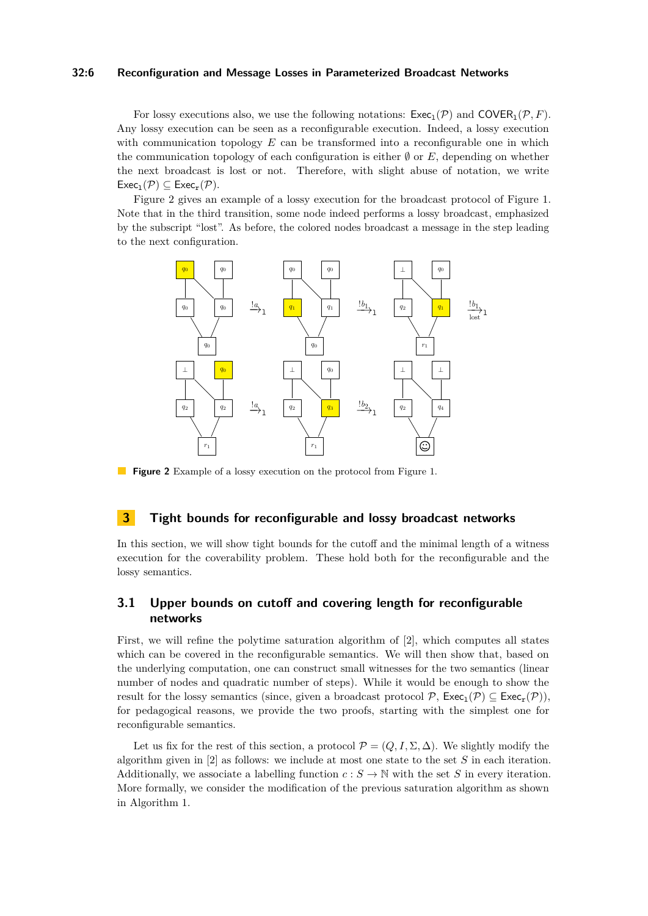For lossy executions also, we use the following notations: $\mathsf{Exec}_\mathsf{l}(\mathcal{P})$ and $\mathsf{COVER}_\mathsf{l}(\mathcal{P}, F)$. Any lossy execution can be seen as a reconfigurable execution. Indeed, a lossy execution with communication topology $E$ can be transformed into a reconfigurable one in which the communication topology of each configuration is either $\emptyset$ or $E$, depending on whether the next broadcast is lost or not. Therefore, with slight abuse of notation, we write $\mathsf{Exec}_\mathsf{l}(\mathcal{P}) \subseteq \mathsf{Exec}_\mathsf{r}(\mathcal{P})$.

Figure 2 gives an example of a lossy execution for the broadcast protocol of Figure 1. Note that in the third transition, some node indeed performs a lossy broadcast, emphasized by the subscript "lost". As before, the colored nodes broadcast a message in the step leading to the next configuration.

**Figure 2** Example of a lossy execution on the protocol from Figure 1.

## 3 Tight bounds for reconfigurable and lossy broadcast networks

In this section, we will show tight bounds for the cutoff and the minimal length of a witness execution for the coverability problem. These hold both for the reconfigurable and the lossy semantics.

### 3.1 Upper bounds on cutoff and covering length for reconfigurable networks

First, we will refine the polytime saturation algorithm of [2], which computes all states which can be covered in the reconfigurable semantics. We will then show that, based on the underlying computation, one can construct small witnesses for the two semantics (linear number of nodes and quadratic number of steps). While it would be enough to show the result for the lossy semantics (since, given a broadcast protocol $\mathcal{P}$, $\mathsf{Exec}_\mathsf{l}(\mathcal{P}) \subseteq \mathsf{Exec}_\mathsf{r}(\mathcal{P})$), for pedagogical reasons, we provide the two proofs, starting with the simplest one for reconfigurable semantics.

Let us fix for the rest of this section, a protocol $\mathcal{P} = (Q, I, \Sigma, \Delta)$. We slightly modify the algorithm given in [2] as follows: we include at most one state to the set $S$ in each iteration. Additionally, we associate a labelling function $c : S \to \mathbb{N}$ with the set $S$ in every iteration. More formally, we consider the modification of the previous saturation algorithm as shown in Algorithm 1.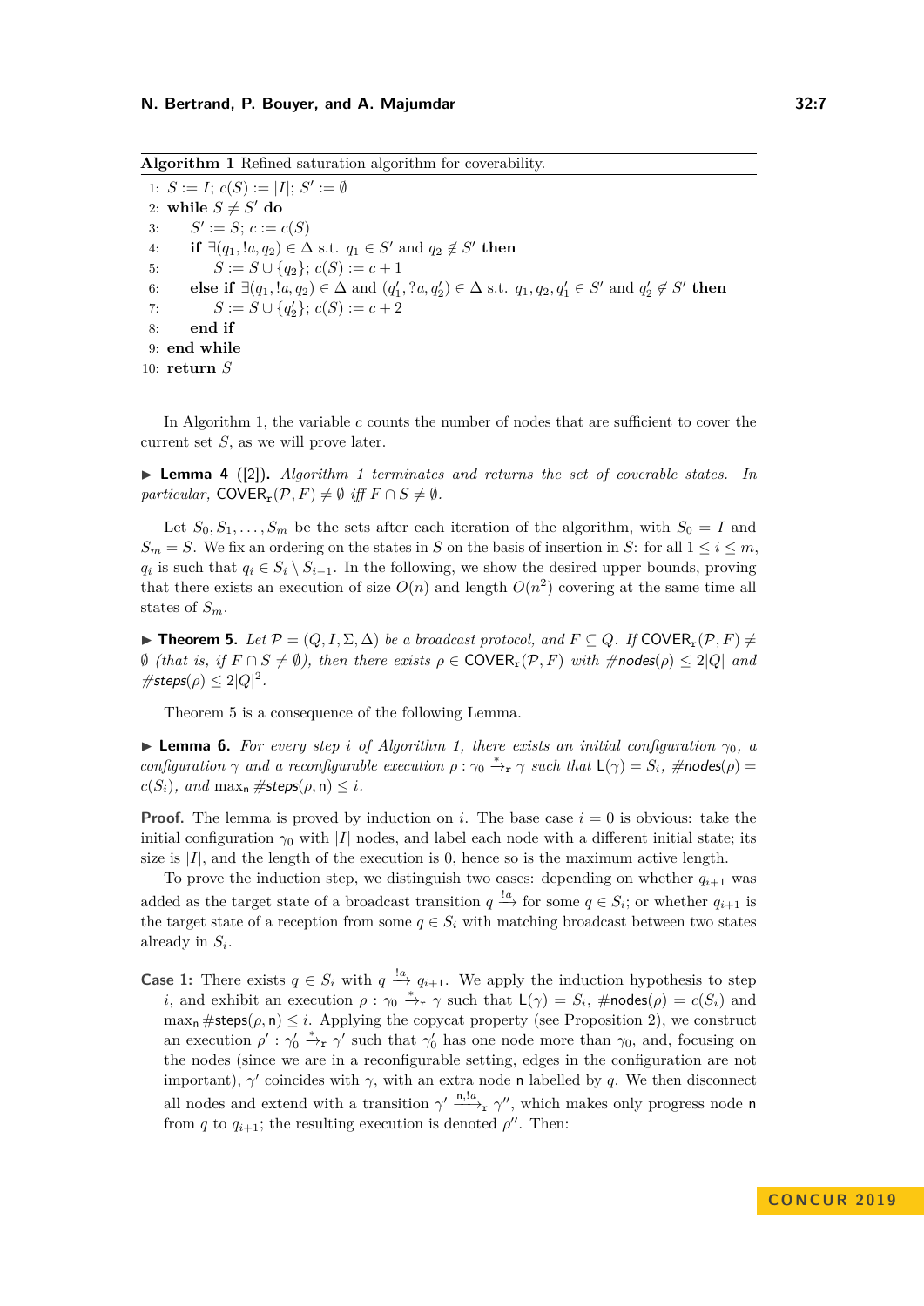**Algorithm 1** Refined saturation algorithm for coverability.

```
1:  S := I; c(S) := |I|; S' := ∅
2:  while S ≠ S' do
3:      S' := S; c := c(S)
4:      if ∃(q1, !a, q2) ∈ Δ s.t. q1 ∈ S' and q2 ∉ S' then
5:          S := S ∪ {q2}; c(S) := c + 1
6:      else if ∃(q1, !a, q2) ∈ Δ and (q'1, ?a, q'2) ∈ Δ s.t. q1, q2, q'1 ∈ S' and q'2 ∉ S' then
7:          S := S ∪ {q'2}; c(S) := c + 2
8:      end if
9:  end while
10: return S
```

In Algorithm 1, the variable $c$ counts the number of nodes that are sufficient to cover the current set $S$, as we will prove later.

▶ **Lemma 4** ([2]). *Algorithm 1 terminates and returns the set of coverable states. In particular,* $\mathsf{COVER}_{\mathsf{r}}(\mathcal{P}, F) \neq \emptyset$ *iff* $F \cap S \neq \emptyset$.

Let $S_0, S_1, \ldots, S_m$ be the sets after each iteration of the algorithm, with $S_0 = I$ and $S_m = S$. We fix an ordering on the states in $S$ on the basis of insertion in $S$: for all $1 \leq i \leq m$, $q_i$ is such that $q_i \in S_i \setminus S_{i-1}$. In the following, we show the desired upper bounds, proving that there exists an execution of size $O(n)$ and length $O(n^2)$ covering at the same time all states of $S_m$.

▶ **Theorem 5.** *Let* $\mathcal{P} = (Q, I, \Sigma, \Delta)$ *be a broadcast protocol, and* $F \subseteq Q$. *If* $\mathsf{COVER}_{\mathsf{r}}(\mathcal{P}, F) \neq \emptyset$ *(that is, if* $F \cap S \neq \emptyset$*), then there exists* $\rho \in \mathsf{COVER}_{\mathsf{r}}(\mathcal{P}, F)$ *with* $\#\mathsf{nodes}(\rho) \leq 2|Q|$ *and* $\#\mathsf{steps}(\rho) \leq 2|Q|^2$.

Theorem 5 is a consequence of the following Lemma.

▶ **Lemma 6.** *For every step* $i$ *of Algorithm 1, there exists an initial configuration* $\gamma_0$*, a configuration* $\gamma$ *and a reconfigurable execution* $\rho : \gamma_0 \xrightarrow{*}_{\mathsf{r}} \gamma$ *such that* $\mathsf{L}(\gamma) = S_i$*,* $\#\mathsf{nodes}(\rho) = c(S_i)$*, and* $\max_{\mathsf{n}} \#\mathsf{steps}(\rho, \mathsf{n}) \leq i$.

**Proof.** The lemma is proved by induction on $i$. The base case $i = 0$ is obvious: take the initial configuration $\gamma_0$ with $|I|$ nodes, and label each node with a different initial state; its size is $|I|$, and the length of the execution is 0, hence so is the maximum active length.

To prove the induction step, we distinguish two cases: depending on whether $q_{i+1}$ was added as the target state of a broadcast transition $q \xrightarrow{!a}$ for some $q \in S_i$; or whether $q_{i+1}$ is the target state of a reception from some $q \in S_i$ with matching broadcast between two states already in $S_i$.

**Case 1:** There exists $q \in S_i$ with $q \xrightarrow{!a} q_{i+1}$. We apply the induction hypothesis to step $i$, and exhibit an execution $\rho : \gamma_0 \xrightarrow{*}_{\mathsf{r}} \gamma$ such that $\mathsf{L}(\gamma) = S_i$, $\#\mathsf{nodes}(\rho) = c(S_i)$ and $\max_{\mathsf{n}} \#\mathsf{steps}(\rho, \mathsf{n}) \leq i$. Applying the copycat property (see Proposition 2), we construct an execution $\rho' : \gamma'_0 \xrightarrow{*}_{\mathsf{r}} \gamma'$ such that $\gamma'_0$ has one node more than $\gamma_0$, and, focusing on the nodes (since we are in a reconfigurable setting, edges in the configuration are not important), $\gamma'$ coincides with $\gamma$, with an extra node $\mathsf{n}$ labelled by $q$. We then disconnect all nodes and extend with a transition $\gamma' \xrightarrow{\mathsf{n},!a}_{\mathsf{r}} \gamma''$, which makes only progress node $\mathsf{n}$ from $q$ to $q_{i+1}$; the resulting execution is denoted $\rho''$. Then: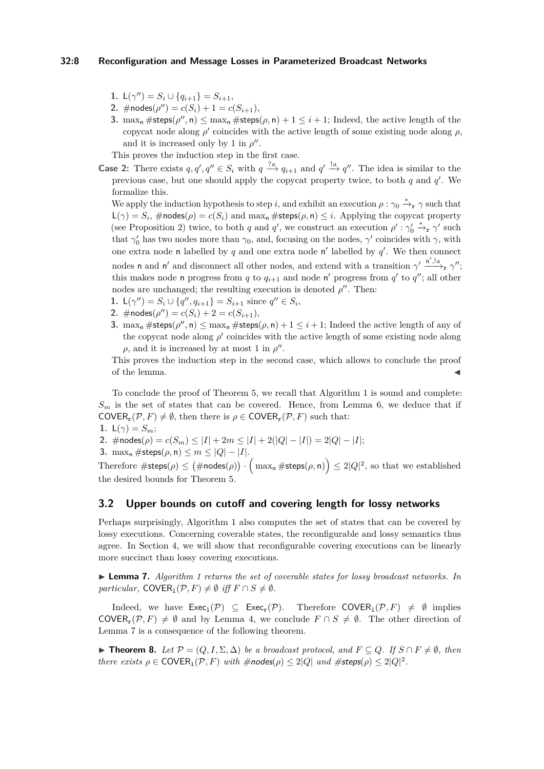1. $\mathsf{L}(\gamma'') = S_i \cup \{q_{i+1}\} = S_{i+1}$,
2. $\#\mathsf{nodes}(\rho'') = c(S_i) + 1 = c(S_{i+1})$,
3. $\max_{\mathsf{n}} \#\mathsf{steps}(\rho'', \mathsf{n}) \leq \max_{\mathsf{n}} \#\mathsf{steps}(\rho, \mathsf{n}) + 1 \leq i + 1$; Indeed, the active length of the copycat node along $\rho'$ coincides with the active length of some existing node along $\rho$, and it is increased only by 1 in $\rho''$.

This proves the induction step in the first case.

**Case 2:** There exists $q, q', q'' \in S_i$ with $q \xrightarrow{?a} q_{i+1}$ and $q' \xrightarrow{!a} q''$. The idea is similar to the previous case, but one should apply the copycat property twice, to both $q$ and $q'$. We formalize this.

We apply the induction hypothesis to step $i$, and exhibit an execution $\rho : \gamma_0 \xrightarrow{*}_{\mathtt{r}} \gamma$ such that $\mathsf{L}(\gamma) = S_i$, $\#\mathsf{nodes}(\rho) = c(S_i)$ and $\max_{\mathsf{n}} \#\mathsf{steps}(\rho, \mathsf{n}) \leq i$. Applying the copycat property (see Proposition 2) twice, to both $q$ and $q'$, we construct an execution $\rho' : \gamma'_0 \xrightarrow{*}_{\mathtt{r}} \gamma'$ such that $\gamma'_0$ has two nodes more than $\gamma_0$, and, focusing on the nodes, $\gamma'$ coincides with $\gamma$, with one extra node $\mathsf{n}$ labelled by $q$ and one extra node $\mathsf{n}'$ labelled by $q'$. We then connect nodes $\mathsf{n}$ and $\mathsf{n}'$ and disconnect all other nodes, and extend with a transition $\gamma' \xrightarrow{\mathsf{n}', !a}_{\mathtt{r}} \gamma''$; this makes node $\mathsf{n}$ progress from $q$ to $q_{i+1}$ and node $\mathsf{n}'$ progress from $q'$ to $q''$; all other nodes are unchanged; the resulting execution is denoted $\rho''$. Then:

1. $\mathsf{L}(\gamma'') = S_i \cup \{q'', q_{i+1}\} = S_{i+1}$ since $q'' \in S_i$,
2. $\#\mathsf{nodes}(\rho'') = c(S_i) + 2 = c(S_{i+1})$,
3. $\max_{\mathsf{n}} \#\mathsf{steps}(\rho'', \mathsf{n}) \leq \max_{\mathsf{n}} \#\mathsf{steps}(\rho, \mathsf{n}) + 1 \leq i + 1$; Indeed the active length of any of the copycat node along $\rho'$ coincides with the active length of some existing node along $\rho$, and it is increased by at most 1 in $\rho''$.

This proves the induction step in the second case, which allows to conclude the proof of the lemma. ◀

To conclude the proof of Theorem 5, we recall that Algorithm 1 is sound and complete: $S_m$ is the set of states that can be covered. Hence, from Lemma 6, we deduce that if $\mathsf{COVER}_{\mathtt{r}}(\mathcal{P}, F) \neq \emptyset$, then there is $\rho \in \mathsf{COVER}_{\mathtt{r}}(\mathcal{P}, F)$ such that:

1. $\mathsf{L}(\gamma) = S_m$;
2. $\#\mathsf{nodes}(\rho) = c(S_m) \leq |I| + 2m \leq |I| + 2(|Q| - |I|) = 2|Q| - |I|$;
3. $\max_{\mathsf{n}} \#\mathsf{steps}(\rho, \mathsf{n}) \leq m \leq |Q| - |I|$.

Therefore $\#\mathsf{steps}(\rho) \leq \big(\#\mathsf{nodes}(\rho)\big) \cdot \Big(\max_{\mathsf{n}} \#\mathsf{steps}(\rho, \mathsf{n})\Big) \leq 2|Q|^2$, so that we established the desired bounds for Theorem 5.

## 3.2 Upper bounds on cutoff and covering length for lossy networks

Perhaps surprisingly, Algorithm 1 also computes the set of states that can be covered by lossy executions. Concerning coverable states, the reconfigurable and lossy semantics thus agree. In Section 4, we will show that reconfigurable covering executions can be linearly more succinct than lossy covering executions.

▶ **Lemma 7.** *Algorithm 1 returns the set of coverable states for lossy broadcast networks. In particular,* $\mathsf{COVER}_{\mathtt{l}}(\mathcal{P}, F) \neq \emptyset$ *iff* $F \cap S \neq \emptyset$.

Indeed, we have $\mathsf{Exec}_{\mathtt{l}}(\mathcal{P}) \subseteq \mathsf{Exec}_{\mathtt{r}}(\mathcal{P})$. Therefore $\mathsf{COVER}_{\mathtt{l}}(\mathcal{P}, F) \neq \emptyset$ implies $\mathsf{COVER}_{\mathtt{r}}(\mathcal{P}, F) \neq \emptyset$ and by Lemma 4, we conclude $F \cap S \neq \emptyset$. The other direction of Lemma 7 is a consequence of the following theorem.

▶ **Theorem 8.** *Let* $\mathcal{P} = (Q, I, \Sigma, \Delta)$ *be a broadcast protocol, and* $F \subseteq Q$*. If* $S \cap F \neq \emptyset$*, then there exists* $\rho \in \mathsf{COVER}_{\mathtt{l}}(\mathcal{P}, F)$ *with* $\#\mathsf{nodes}(\rho) \leq 2|Q|$ *and* $\#\mathsf{steps}(\rho) \leq 2|Q|^2$.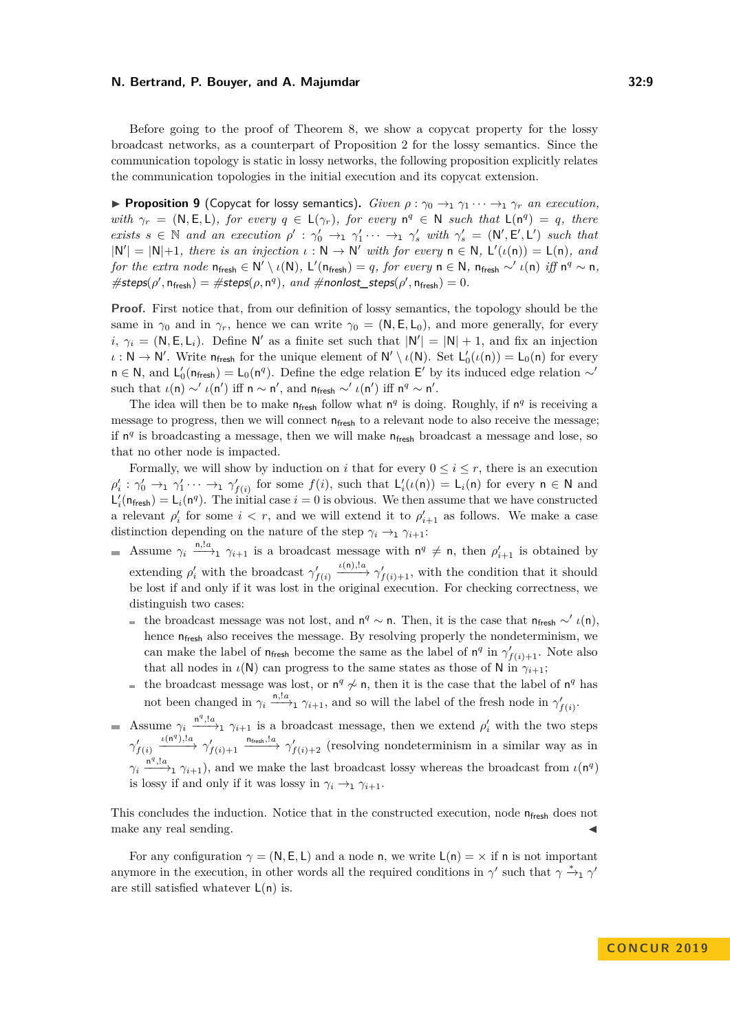Before going to the proof of Theorem 8, we show a copycat property for the lossy broadcast networks, as a counterpart of Proposition 2 for the lossy semantics. Since the communication topology is static in lossy networks, the following proposition explicitly relates the communication topologies in the initial execution and its copycat extension.

▶ **Proposition 9** (Copycat for lossy semantics). *Given $\rho : \gamma_0 \to_1 \gamma_1 \cdots \to_1 \gamma_r$ an execution, with $\gamma_r = (\mathsf{N}, \mathsf{E}, \mathsf{L})$, for every $q \in \mathsf{L}(\gamma_r)$, for every $\mathsf{n}^q \in \mathsf{N}$ such that $\mathsf{L}(\mathsf{n}^q) = q$, there exists $s \in \mathbb{N}$ and an execution $\rho' : \gamma'_0 \to_1 \gamma'_1 \cdots \to_1 \gamma'_s$ with $\gamma'_s = (\mathsf{N}', \mathsf{E}', \mathsf{L}')$ such that $|\mathsf{N}'| = |\mathsf{N}|+1$, there is an injection $\iota : \mathsf{N} \to \mathsf{N}'$ with for every $\mathsf{n} \in \mathsf{N}$, $\mathsf{L}'(\iota(\mathsf{n})) = \mathsf{L}(\mathsf{n})$, and for the extra node $\mathsf{n}_{\mathsf{fresh}} \in \mathsf{N}' \setminus \iota(\mathsf{N})$, $\mathsf{L}'(\mathsf{n}_{\mathsf{fresh}}) = q$, for every $\mathsf{n} \in \mathsf{N}$, $\mathsf{n}_{\mathsf{fresh}} \sim' \iota(\mathsf{n})$ iff $\mathsf{n}^q \sim \mathsf{n}$, $\#\mathit{steps}(\rho', \mathsf{n}_{\mathsf{fresh}}) = \#\mathit{steps}(\rho, \mathsf{n}^q)$, and $\#\mathit{nonlost\_steps}(\rho', \mathsf{n}_{\mathsf{fresh}}) = 0$.*

**Proof.** First notice that, from our definition of lossy semantics, the topology should be the same in $\gamma_0$ and in $\gamma_r$, hence we can write $\gamma_0 = (\mathsf{N}, \mathsf{E}, \mathsf{L}_0)$, and more generally, for every $i$, $\gamma_i = (\mathsf{N}, \mathsf{E}, \mathsf{L}_i)$. Define $\mathsf{N}'$ as a finite set such that $|\mathsf{N}'| = |\mathsf{N}| + 1$, and fix an injection $\iota : \mathsf{N} \to \mathsf{N}'$. Write $\mathsf{n}_{\mathsf{fresh}}$ for the unique element of $\mathsf{N}' \setminus \iota(\mathsf{N})$. Set $\mathsf{L}'_0(\iota(\mathsf{n})) = \mathsf{L}_0(\mathsf{n})$ for every $\mathsf{n} \in \mathsf{N}$, and $\mathsf{L}'_0(\mathsf{n}_{\mathsf{fresh}}) = \mathsf{L}_0(\mathsf{n}^q)$. Define the edge relation $\mathsf{E}'$ by its induced edge relation $\sim'$ such that $\iota(\mathsf{n}) \sim' \iota(\mathsf{n}')$ iff $\mathsf{n} \sim \mathsf{n}'$, and $\mathsf{n}_{\mathsf{fresh}} \sim' \iota(\mathsf{n}')$ iff $\mathsf{n}^q \sim \mathsf{n}'$.

The idea will then be to make $\mathsf{n}_{\mathsf{fresh}}$ follow what $\mathsf{n}^q$ is doing. Roughly, if $\mathsf{n}^q$ is receiving a message to progress, then we will connect $\mathsf{n}_{\mathsf{fresh}}$ to a relevant node to also receive the message; if $\mathsf{n}^q$ is broadcasting a message, then we will make $\mathsf{n}_{\mathsf{fresh}}$ broadcast a message and lose, so that no other node is impacted.

Formally, we will show by induction on $i$ that for every $0 \le i \le r$, there is an execution $\rho'_i : \gamma'_0 \to_1 \gamma'_1 \cdots \to_1 \gamma'_{f(i)}$ for some $f(i)$, such that $\mathsf{L}'_i(\iota(\mathsf{n})) = \mathsf{L}_i(\mathsf{n})$ for every $\mathsf{n} \in \mathsf{N}$ and $\mathsf{L}'_i(\mathsf{n}_{\mathsf{fresh}}) = \mathsf{L}_i(\mathsf{n}^q)$. The initial case $i = 0$ is obvious. We then assume that we have constructed a relevant $\rho'_i$ for some $i < r$, and we will extend it to $\rho'_{i+1}$ as follows. We make a case distinction depending on the nature of the step $\gamma_i \to_1 \gamma_{i+1}$:

- Assume $\gamma_i \xrightarrow{\mathsf{n},!a}_1 \gamma_{i+1}$ is a broadcast message with $\mathsf{n}^q \neq \mathsf{n}$, then $\rho'_{i+1}$ is obtained by extending $\rho'_i$ with the broadcast $\gamma'_{f(i)} \xrightarrow{\iota(\mathsf{n}),!a} \gamma'_{f(i)+1}$, with the condition that it should be lost if and only if it was lost in the original execution. For checking correctness, we distinguish two cases:
  - the broadcast message was not lost, and $\mathsf{n}^q \sim \mathsf{n}$. Then, it is the case that $\mathsf{n}_{\mathsf{fresh}} \sim' \iota(\mathsf{n})$, hence $\mathsf{n}_{\mathsf{fresh}}$ also receives the message. By resolving properly the nondeterminism, we can make the label of $\mathsf{n}_{\mathsf{fresh}}$ become the same as the label of $\mathsf{n}^q$ in $\gamma'_{f(i)+1}$. Note also that all nodes in $\iota(\mathsf{N})$ can progress to the same states as those of $\mathsf{N}$ in $\gamma_{i+1}$;
  - the broadcast message was lost, or $\mathsf{n}^q \not\sim \mathsf{n}$, then it is the case that the label of $\mathsf{n}^q$ has not been changed in $\gamma_i \xrightarrow{\mathsf{n},!a}_1 \gamma_{i+1}$, and so will the label of the fresh node in $\gamma'_{f(i)}$.
- Assume $\gamma_i \xrightarrow{\mathsf{n}^q,!a}_1 \gamma_{i+1}$ is a broadcast message, then we extend $\rho'_i$ with the two steps $\gamma'_{f(i)} \xrightarrow{\iota(\mathsf{n}^q),!a} \gamma'_{f(i)+1} \xrightarrow{\mathsf{n}_{\mathsf{fresh}},!a} \gamma'_{f(i)+2}$ (resolving nondeterminism in a similar way as in $\gamma_i \xrightarrow{\mathsf{n}^q,!a}_1 \gamma_{i+1}$), and we make the last broadcast lossy whereas the broadcast from $\iota(\mathsf{n}^q)$ is lossy if and only if it was lossy in $\gamma_i \to_1 \gamma_{i+1}$.

This concludes the induction. Notice that in the constructed execution, node $\mathsf{n}_{\mathsf{fresh}}$ does not make any real sending. ◀

For any configuration $\gamma = (\mathsf{N}, \mathsf{E}, \mathsf{L})$ and a node $\mathsf{n}$, we write $\mathsf{L}(\mathsf{n}) = \times$ if $\mathsf{n}$ is not important anymore in the execution, in other words all the required conditions in $\gamma'$ such that $\gamma \xrightarrow{*}_1 \gamma'$ are still satisfied whatever $\mathsf{L}(\mathsf{n})$ is.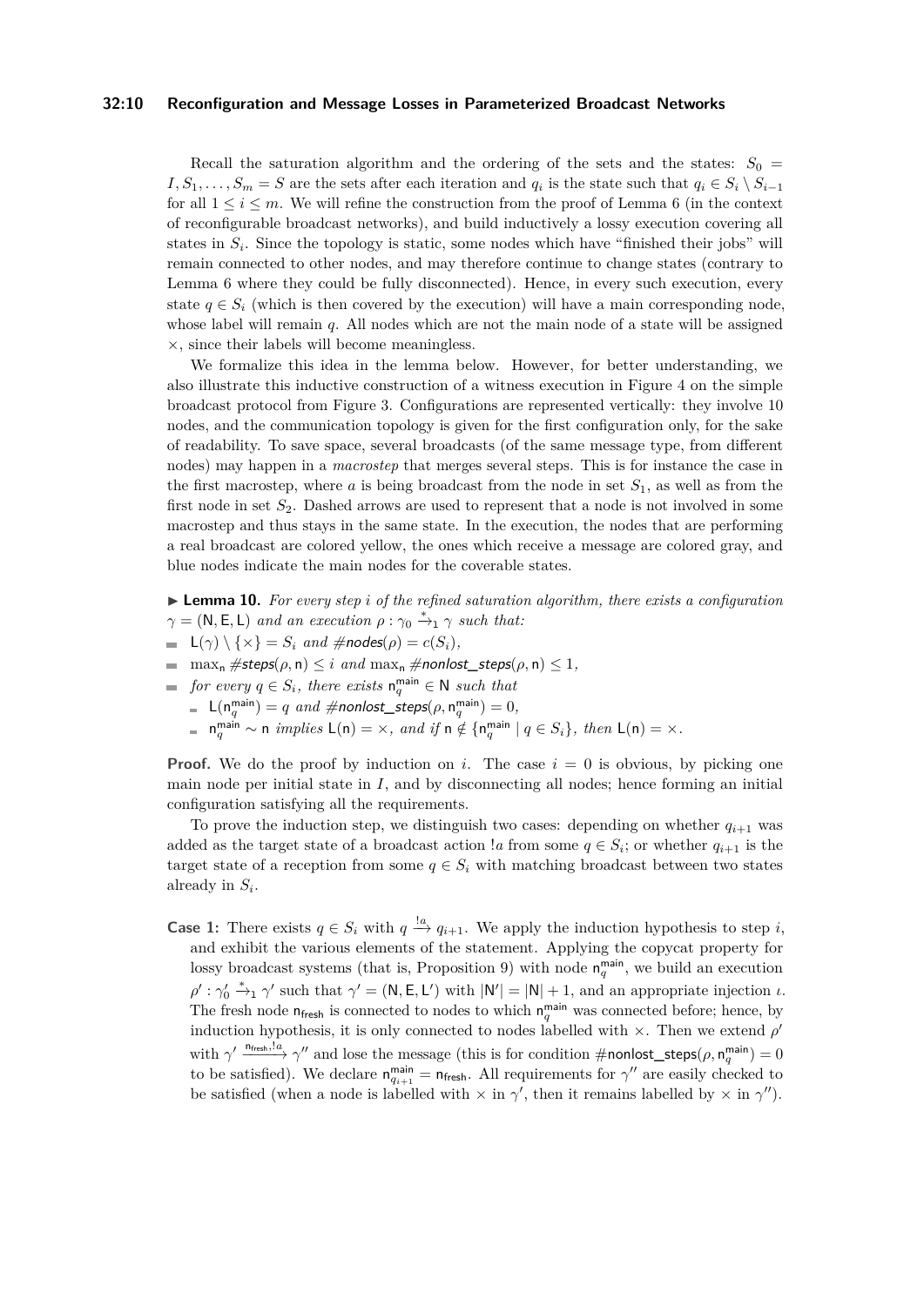Recall the saturation algorithm and the ordering of the sets and the states: $S_0 = I, S_1, \dots, S_m = S$ are the sets after each iteration and $q_i$ is the state such that $q_i \in S_i \setminus S_{i-1}$ for all $1 \le i \le m$. We will refine the construction from the proof of Lemma 6 (in the context of reconfigurable broadcast networks), and build inductively a lossy execution covering all states in $S_i$. Since the topology is static, some nodes which have "finished their jobs" will remain connected to other nodes, and may therefore continue to change states (contrary to Lemma 6 where they could be fully disconnected). Hence, in every such execution, every state $q \in S_i$ (which is then covered by the execution) will have a main corresponding node, whose label will remain $q$. All nodes which are not the main node of a state will be assigned $\times$, since their labels will become meaningless.

We formalize this idea in the lemma below. However, for better understanding, we also illustrate this inductive construction of a witness execution in Figure 4 on the simple broadcast protocol from Figure 3. Configurations are represented vertically: they involve 10 nodes, and the communication topology is given for the first configuration only, for the sake of readability. To save space, several broadcasts (of the same message type, from different nodes) may happen in a *macrostep* that merges several steps. This is for instance the case in the first macrostep, where $a$ is being broadcast from the node in set $S_1$, as well as from the first node in set $S_2$. Dashed arrows are used to represent that a node is not involved in some macrostep and thus stays in the same state. In the execution, the nodes that are performing a real broadcast are colored yellow, the ones which receive a message are colored gray, and blue nodes indicate the main nodes for the coverable states.

▶ **Lemma 10.** *For every step $i$ of the refined saturation algorithm, there exists a configuration $\gamma = (\mathsf{N}, \mathsf{E}, \mathsf{L})$ and an execution $\rho : \gamma_0 \xrightarrow{*}_1 \gamma$ such that:*

- $\mathsf{L}(\gamma) \setminus \{\times\} = S_i$ *and* $\#\mathit{nodes}(\rho) = c(S_i)$*,*
- $\max_{\mathsf{n}} \#\mathit{steps}(\rho, \mathsf{n}) \le i$ *and* $\max_{\mathsf{n}} \#\mathit{nonlost\_steps}(\rho, \mathsf{n}) \le 1$*,*
- *for every $q \in S_i$, there exists $\mathsf{n}_q^{\mathsf{main}} \in \mathsf{N}$ such that*
  - $\mathsf{L}(\mathsf{n}_q^{\mathsf{main}}) = q$ *and* $\#\mathit{nonlost\_steps}(\rho, \mathsf{n}_q^{\mathsf{main}}) = 0$*,*
  - $\mathsf{n}_q^{\mathsf{main}} \sim \mathsf{n}$ *implies* $\mathsf{L}(\mathsf{n}) = \times$*, and if* $\mathsf{n} \notin \{\mathsf{n}_q^{\mathsf{main}} \mid q \in S_i\}$*, then* $\mathsf{L}(\mathsf{n}) = \times$*.*

**Proof.** We do the proof by induction on $i$. The case $i = 0$ is obvious, by picking one main node per initial state in $I$, and by disconnecting all nodes; hence forming an initial configuration satisfying all the requirements.

To prove the induction step, we distinguish two cases: depending on whether $q_{i+1}$ was added as the target state of a broadcast action $!a$ from some $q \in S_i$; or whether $q_{i+1}$ is the target state of a reception from some $q \in S_i$ with matching broadcast between two states already in $S_i$.

**Case 1:** There exists $q \in S_i$ with $q \xrightarrow{!a} q_{i+1}$. We apply the induction hypothesis to step $i$, and exhibit the various elements of the statement. Applying the copycat property for lossy broadcast systems (that is, Proposition 9) with node $\mathsf{n}_q^{\mathsf{main}}$, we build an execution $\rho' : \gamma'_0 \xrightarrow{*}_1 \gamma'$ such that $\gamma' = (\mathsf{N}, \mathsf{E}, \mathsf{L}')$ with $|\mathsf{N}'| = |\mathsf{N}| + 1$, and an appropriate injection $\iota$. The fresh node $\mathsf{n}_{\mathsf{fresh}}$ is connected to nodes to which $\mathsf{n}_q^{\mathsf{main}}$ was connected before; hence, by induction hypothesis, it is only connected to nodes labelled with $\times$. Then we extend $\rho'$ with $\gamma' \xrightarrow{\mathsf{n}_{\mathsf{fresh}}, !a} \gamma''$ and lose the message (this is for condition $\#\mathsf{nonlost\_steps}(\rho, \mathsf{n}_q^{\mathsf{main}}) = 0$ to be satisfied). We declare $\mathsf{n}_{q_{i+1}}^{\mathsf{main}} = \mathsf{n}_{\mathsf{fresh}}$. All requirements for $\gamma''$ are easily checked to be satisfied (when a node is labelled with $\times$ in $\gamma'$, then it remains labelled by $\times$ in $\gamma''$).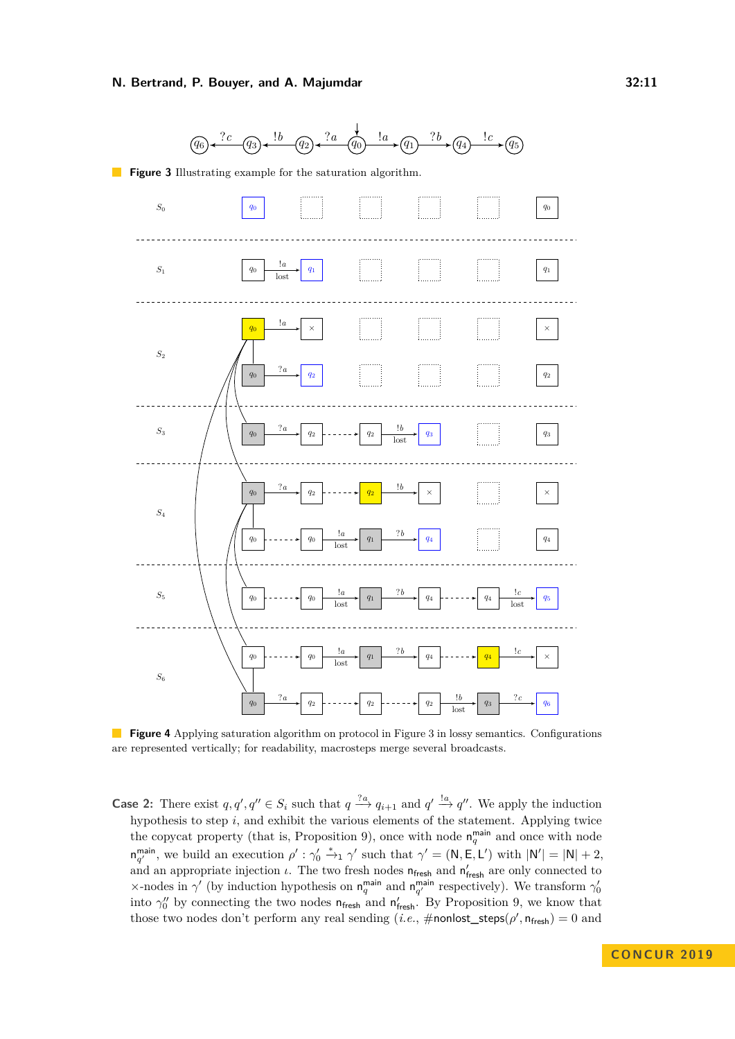**Figure 3** Illustrating example for the saturation algorithm.

**Figure 4** Applying saturation algorithm on protocol in Figure 3 in lossy semantics. Configurations are represented vertically; for readability, macrosteps merge several broadcasts.

**Case 2:** There exist $q, q', q'' \in S_i$ such that $q \xrightarrow{?a} q_{i+1}$ and $q' \xrightarrow{!a} q''$. We apply the induction hypothesis to step $i$, and exhibit the various elements of the statement. Applying twice the copycat property (that is, Proposition 9), once with node $\mathsf{n}_q^{\mathsf{main}}$ and once with node $\mathsf{n}_{q'}^{\mathsf{main}}$, we build an execution $\rho' : \gamma_0' \xrightarrow{*}_1 \gamma'$ such that $\gamma' = (\mathsf{N}, \mathsf{E}, \mathsf{L}')$ with $|\mathsf{N}'| = |\mathsf{N}| + 2$, and an appropriate injection $\iota$. The two fresh nodes $\mathsf{n}_{\mathsf{fresh}}$ and $\mathsf{n}'_{\mathsf{fresh}}$ are only connected to $\times$-nodes in $\gamma'$ (by induction hypothesis on $\mathsf{n}_q^{\mathsf{main}}$ and $\mathsf{n}_{q'}^{\mathsf{main}}$ respectively). We transform $\gamma_0'$ into $\gamma_0''$ by connecting the two nodes $\mathsf{n}_{\mathsf{fresh}}$ and $\mathsf{n}'_{\mathsf{fresh}}$. By Proposition 9, we know that those two nodes don't perform any real sending (*i.e.*, $\#\mathsf{nonlost\_steps}(\rho', \mathsf{n}_{\mathsf{fresh}}) = 0$ and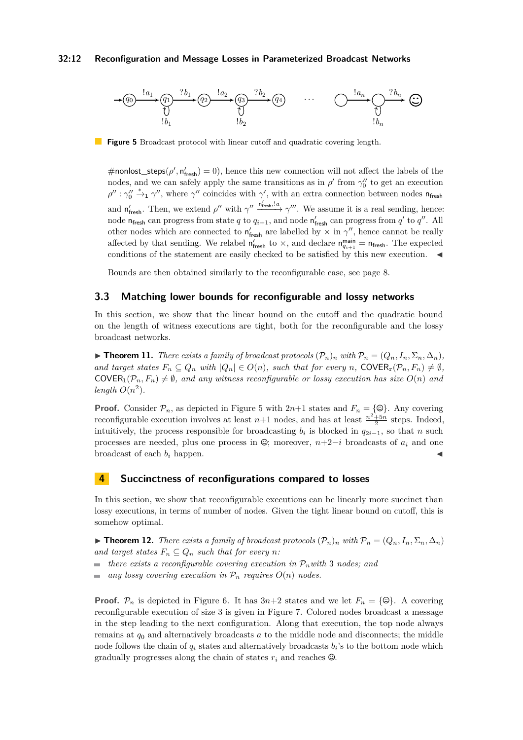**Figure 5** Broadcast protocol with linear cutoff and quadratic covering length.

$\#\mathsf{nonlost\_steps}(\rho', \mathsf{n}'_{\mathsf{fresh}}) = 0$), hence this new connection will not affect the labels of the nodes, and we can safely apply the same transitions as in $\rho'$ from $\gamma''_0$ to get an execution $\rho'' : \gamma''_0 \xrightarrow{*}_1 \gamma''$, where $\gamma''$ coincides with $\gamma'$, with an extra connection between nodes $\mathsf{n}_{\mathsf{fresh}}$ and $\mathsf{n}'_{\mathsf{fresh}}$. Then, we extend $\rho''$ with $\gamma'' \xrightarrow{\mathsf{n}'_{\mathsf{fresh}}, !a} \gamma'''$. We assume it is a real sending, hence: node $\mathsf{n}_{\mathsf{fresh}}$ can progress from state $q$ to $q_{i+1}$, and node $\mathsf{n}'_{\mathsf{fresh}}$ can progress from $q'$ to $q''$. All other nodes which are connected to $\mathsf{n}'_{\mathsf{fresh}}$ are labelled by $\times$ in $\gamma''$, hence cannot be really affected by that sending. We relabel $\mathsf{n}'_{\mathsf{fresh}}$ to $\times$, and declare $\mathsf{n}^{\mathsf{main}}_{q_{i+1}} = \mathsf{n}_{\mathsf{fresh}}$. The expected conditions of the statement are easily checked to be satisfied by this new execution. ◀

Bounds are then obtained similarly to the reconfigurable case, see page 8.

### 3.3 Matching lower bounds for reconfigurable and lossy networks

In this section, we show that the linear bound on the cutoff and the quadratic bound on the length of witness executions are tight, both for the reconfigurable and the lossy broadcast networks.

▶ **Theorem 11.** *There exists a family of broadcast protocols $(\mathcal{P}_n)_n$ with $\mathcal{P}_n = (Q_n, I_n, \Sigma_n, \Delta_n)$, and target states $F_n \subseteq Q_n$ with $|Q_n| \in O(n)$, such that for every $n$, $\mathsf{COVER}_{\mathsf{r}}(\mathcal{P}_n, F_n) \neq \emptyset$, $\mathsf{COVER}_{\mathsf{l}}(\mathcal{P}_n, F_n) \neq \emptyset$, and any witness reconfigurable or lossy execution has size $O(n)$ and length $O(n^2)$.*

**Proof.** Consider $\mathcal{P}_n$, as depicted in Figure 5 with $2n{+}1$ states and $F_n = \{☺\}$. Any covering reconfigurable execution involves at least $n{+}1$ nodes, and has at least $\frac{n^2+5n}{2}$ steps. Indeed, intuitively, the process responsible for broadcasting $b_i$ is blocked in $q_{2i-1}$, so that $n$ such processes are needed, plus one process in ☺; moreover, $n{+}2{-}i$ broadcasts of $a_i$ and one broadcast of each $b_i$ happen. ◀

## 4 Succinctness of reconfigurations compared to losses

In this section, we show that reconfigurable executions can be linearly more succinct than lossy executions, in terms of number of nodes. Given the tight linear bound on cutoff, this is somehow optimal.

▶ **Theorem 12.** *There exists a family of broadcast protocols $(\mathcal{P}_n)_n$ with $\mathcal{P}_n = (Q_n, I_n, \Sigma_n, \Delta_n)$ and target states $F_n \subseteq Q_n$ such that for every $n$:*

- *there exists a reconfigurable covering execution in $\mathcal{P}_n$ with 3 nodes; and*
- *any lossy covering execution in $\mathcal{P}_n$ requires $O(n)$ nodes.*

**Proof.** $\mathcal{P}_n$ is depicted in Figure 6. It has $3n{+}2$ states and we let $F_n = \{☺\}$. A covering reconfigurable execution of size 3 is given in Figure 7. Colored nodes broadcast a message in the step leading to the next configuration. Along that execution, the top node always remains at $q_0$ and alternatively broadcasts $a$ to the middle node and disconnects; the middle node follows the chain of $q_i$ states and alternatively broadcasts $b_i$'s to the bottom node which gradually progresses along the chain of states $r_i$ and reaches ☺.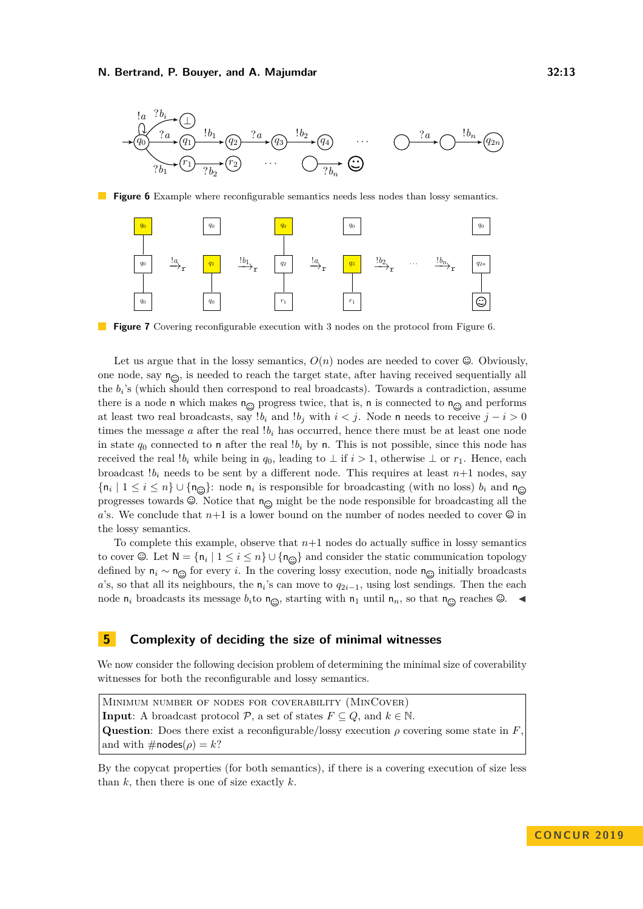**Figure 6** Example where reconfigurable semantics needs less nodes than lossy semantics.

**Figure 7** Covering reconfigurable execution with 3 nodes on the protocol from Figure 6.

Let us argue that in the lossy semantics, $O(n)$ nodes are needed to cover ☺. Obviously, one node, say $\mathsf{n}_{☺}$, is needed to reach the target state, after having received sequentially all the $b_i$'s (which should then correspond to real broadcasts). Towards a contradiction, assume there is a node $\mathsf{n}$ which makes $\mathsf{n}_{☺}$ progress twice, that is, $\mathsf{n}$ is connected to $\mathsf{n}_{☺}$ and performs at least two real broadcasts, say $!b_i$ and $!b_j$ with $i < j$. Node $\mathsf{n}$ needs to receive $j - i > 0$ times the message $a$ after the real $!b_i$ has occurred, hence there must be at least one node in state $q_0$ connected to $\mathsf{n}$ after the real $!b_i$ by $\mathsf{n}$. This is not possible, since this node has received the real $!b_i$ while being in $q_0$, leading to $\perp$ if $i > 1$, otherwise $\perp$ or $r_1$. Hence, each broadcast $!b_i$ needs to be sent by a different node. This requires at least $n+1$ nodes, say $\{\mathsf{n}_i \mid 1 \leq i \leq n\} \cup \{\mathsf{n}_{☺}\}$: node $\mathsf{n}_i$ is responsible for broadcasting (with no loss) $b_i$ and $\mathsf{n}_{☺}$ progresses towards ☺. Notice that $\mathsf{n}_{☺}$ might be the node responsible for broadcasting all the $a$'s. We conclude that $n+1$ is a lower bound on the number of nodes needed to cover ☺ in the lossy semantics.

To complete this example, observe that $n+1$ nodes do actually suffice in lossy semantics to cover ☺. Let $\mathsf{N} = \{\mathsf{n}_i \mid 1 \leq i \leq n\} \cup \{\mathsf{n}_{☺}\}$ and consider the static communication topology defined by $\mathsf{n}_i \sim \mathsf{n}_{☺}$ for every $i$. In the covering lossy execution, node $\mathsf{n}_{☺}$ initially broadcasts $a$'s, so that all its neighbours, the $\mathsf{n}_i$'s can move to $q_{2i-1}$, using lost sendings. Then the each node $\mathsf{n}_i$ broadcasts its message $b_i$to $\mathsf{n}_{☺}$, starting with $\mathsf{n}_1$ until $\mathsf{n}_n$, so that $\mathsf{n}_{☺}$ reaches ☺. ◀

## 5 Complexity of deciding the size of minimal witnesses

We now consider the following decision problem of determining the minimal size of coverability witnesses for both the reconfigurable and lossy semantics.

> MINIMUM NUMBER OF NODES FOR COVERABILITY (MINCOVER)
> **Input**: A broadcast protocol $\mathcal{P}$, a set of states $F \subseteq Q$, and $k \in \mathbb{N}$.
> **Question**: Does there exist a reconfigurable/lossy execution $\rho$ covering some state in $F$, and with $\#\mathsf{nodes}(\rho) = k$?

By the copycat properties (for both semantics), if there is a covering execution of size less than $k$, then there is one of size exactly $k$.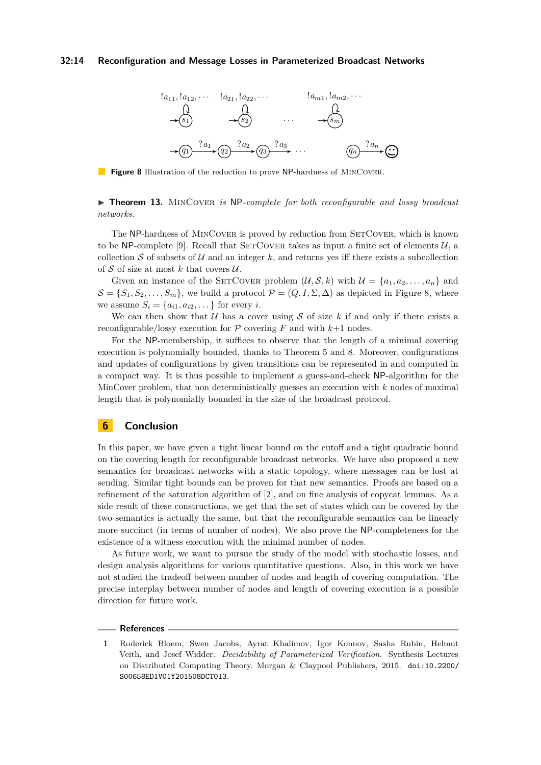**Figure 8** Illustration of the reduction to prove NP-hardness of MinCover.

▶ **Theorem 13.** MinCover *is* NP*-complete for both reconfigurable and lossy broadcast networks.*

The NP-hardness of MinCover is proved by reduction from SetCover, which is known to be NP-complete [9]. Recall that SetCover takes as input a finite set of elements $\mathcal{U}$, a collection $\mathcal{S}$ of subsets of $\mathcal{U}$ and an integer $k$, and returns yes iff there exists a subcollection of $\mathcal{S}$ of size at most $k$ that covers $\mathcal{U}$.

Given an instance of the SetCover problem $(\mathcal{U}, \mathcal{S}, k)$ with $\mathcal{U} = \{a_1, a_2, \dots, a_n\}$ and $\mathcal{S} = \{S_1, S_2, \dots, S_m\}$, we build a protocol $\mathcal{P} = (Q, I, \Sigma, \Delta)$ as depicted in Figure 8, where we assume $S_i = \{a_{i1}, a_{i2}, \dots\}$ for every $i$.

We can then show that $\mathcal{U}$ has a cover using $\mathcal{S}$ of size $k$ if and only if there exists a reconfigurable/lossy execution for $\mathcal{P}$ covering $F$ and with $k$+1 nodes.

For the NP-membership, it suffices to observe that the length of a minimal covering execution is polynomially bounded, thanks to Theorem 5 and 8. Moreover, configurations and updates of configurations by given transitions can be represented in and computed in a compact way. It is thus possible to implement a guess-and-check NP-algorithm for the MinCover problem, that non deterministically guesses an execution with $k$ nodes of maximal length that is polynomially bounded in the size of the broadcast protocol.

## 6 Conclusion

In this paper, we have given a tight linear bound on the cutoff and a tight quadratic bound on the covering length for reconfigurable broadcast networks. We have also proposed a new semantics for broadcast networks with a static topology, where messages can be lost at sending. Similar tight bounds can be proven for that new semantics. Proofs are based on a refinement of the saturation algorithm of [2], and on fine analysis of copycat lemmas. As a side result of these constructions, we get that the set of states which can be covered by the two semantics is actually the same, but that the reconfigurable semantics can be linearly more succinct (in terms of number of nodes). We also prove the NP-completeness for the existence of a witness execution with the minimal number of nodes.

As future work, we want to pursue the study of the model with stochastic losses, and design analysis algorithms for various quantitative questions. Also, in this work we have not studied the tradeoff between number of nodes and length of covering computation. The precise interplay between number of nodes and length of covering execution is a possible direction for future work.

## References

1 Roderick Bloem, Swen Jacobs, Ayrat Khalimov, Igor Konnov, Sasha Rubin, Helmut Veith, and Josef Widder. *Decidability of Parameterized Verification*. Synthesis Lectures on Distributed Computing Theory. Morgan & Claypool Publishers, 2015. doi:10.2200/S00658ED1V01Y201508DCT013.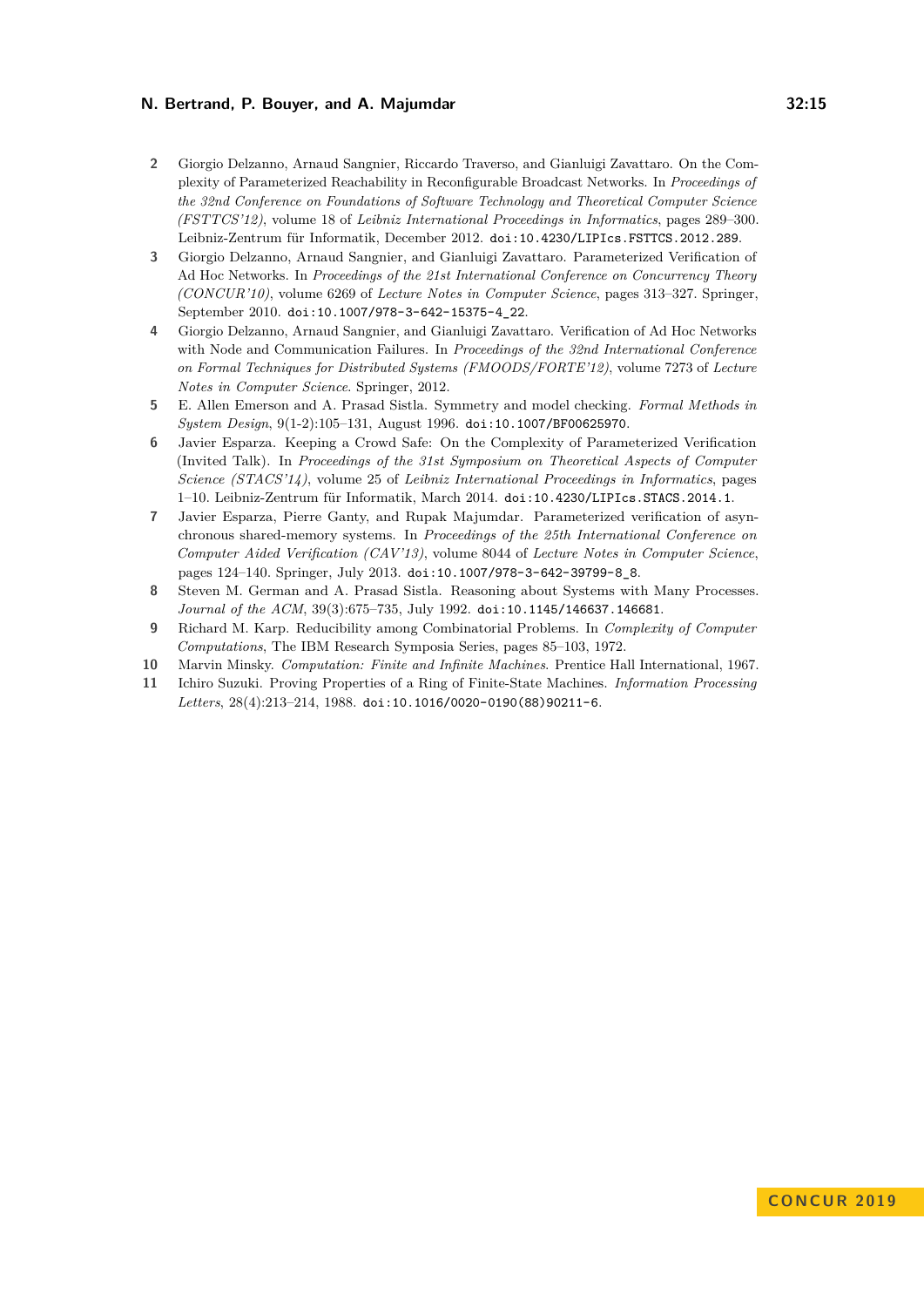2. Giorgio Delzanno, Arnaud Sangnier, Riccardo Traverso, and Gianluigi Zavattaro. On the Complexity of Parameterized Reachability in Reconfigurable Broadcast Networks. In *Proceedings of the 32nd Conference on Foundations of Software Technology and Theoretical Computer Science (FSTTCS'12)*, volume 18 of *Leibniz International Proceedings in Informatics*, pages 289–300. Leibniz-Zentrum für Informatik, December 2012. doi:10.4230/LIPIcs.FSTTCS.2012.289.
3. Giorgio Delzanno, Arnaud Sangnier, and Gianluigi Zavattaro. Parameterized Verification of Ad Hoc Networks. In *Proceedings of the 21st International Conference on Concurrency Theory (CONCUR'10)*, volume 6269 of *Lecture Notes in Computer Science*, pages 313–327. Springer, September 2010. doi:10.1007/978-3-642-15375-4_22.
4. Giorgio Delzanno, Arnaud Sangnier, and Gianluigi Zavattaro. Verification of Ad Hoc Networks with Node and Communication Failures. In *Proceedings of the 32nd International Conference on Formal Techniques for Distributed Systems (FMOODS/FORTE'12)*, volume 7273 of *Lecture Notes in Computer Science*. Springer, 2012.
5. E. Allen Emerson and A. Prasad Sistla. Symmetry and model checking. *Formal Methods in System Design*, 9(1-2):105–131, August 1996. doi:10.1007/BF00625970.
6. Javier Esparza. Keeping a Crowd Safe: On the Complexity of Parameterized Verification (Invited Talk). In *Proceedings of the 31st Symposium on Theoretical Aspects of Computer Science (STACS'14)*, volume 25 of *Leibniz International Proceedings in Informatics*, pages 1–10. Leibniz-Zentrum für Informatik, March 2014. doi:10.4230/LIPIcs.STACS.2014.1.
7. Javier Esparza, Pierre Ganty, and Rupak Majumdar. Parameterized verification of asynchronous shared-memory systems. In *Proceedings of the 25th International Conference on Computer Aided Verification (CAV'13)*, volume 8044 of *Lecture Notes in Computer Science*, pages 124–140. Springer, July 2013. doi:10.1007/978-3-642-39799-8_8.
8. Steven M. German and A. Prasad Sistla. Reasoning about Systems with Many Processes. *Journal of the ACM*, 39(3):675–735, July 1992. doi:10.1145/146637.146681.
9. Richard M. Karp. Reducibility among Combinatorial Problems. In *Complexity of Computer Computations*, The IBM Research Symposia Series, pages 85–103, 1972.
10. Marvin Minsky. *Computation: Finite and Infinite Machines*. Prentice Hall International, 1967.
11. Ichiro Suzuki. Proving Properties of a Ring of Finite-State Machines. *Information Processing Letters*, 28(4):213–214, 1988. doi:10.1016/0020-0190(88)90211-6.